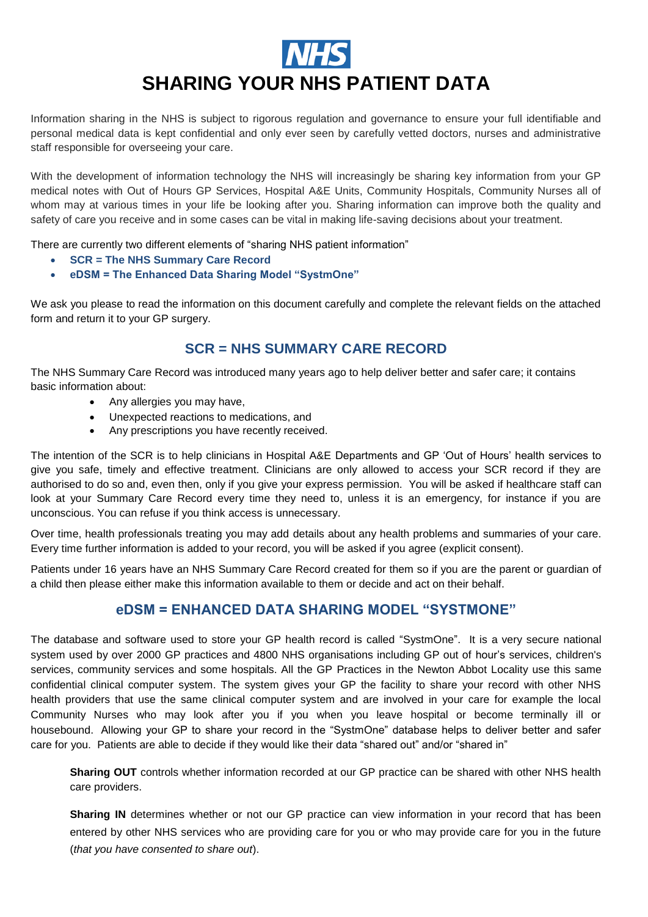NHS

# SHARING YOUR NHS PATIENT DATA

Information sharing in the NHS is subject to rigorous regulation and governance to ensure your full identifiable and personal medical data is kept confidential and only ever seen by carefully vetted doctors, nurses and administrative staff responsible for overseeing your care.

With the development of information technology the NHS will increasingly be sharing key information from your GP medical notes with Out of Hours GP Services, Hospital A&E Units, Community Hospitals, Community Nurses all of whom may at various times in your life be looking after you. Sharing information can improve both the quality and safety of care you receive and in some cases can be vital in making life-saving decisions about your treatment.

There are currently two different elements of "sharing NHS patient information"

- **SCR = The NHS Summary Care Record**
- **eDSM = The Enhanced Data Sharing Model "SystmOne"**

We ask you please to read the information on this document carefully and complete the relevant fields on the attached form and return it to your GP surgery.

## SCR = NHS SUMMARY CARE RECORD

The NHS Summary Care Record was introduced many years ago to help deliver better and safer care; it contains basic information about:

- Any allergies you may have,
- Unexpected reactions to medications, and
- Any prescriptions you have recently received.

The intention of the SCR is to help clinicians in Hospital A&E Departments and GP 'Out of Hours' health services to give you safe, timely and effective treatment. Clinicians are only allowed to access your SCR record if they are authorised to do so and, even then, only if you give your express permission. You will be asked if healthcare staff can look at your Summary Care Record every time they need to, unless it is an emergency, for instance if you are unconscious. You can refuse if you think access is unnecessary.

Over time, health professionals treating you may add details about any health problems and summaries of your care. Every time further information is added to your record, you will be asked if you agree (explicit consent).

Patients under 16 years have an NHS Summary Care Record created for them so if you are the parent or guardian of a child then please either make this information available to them or decide and act on their behalf.

## eDSM = ENHANCED DATA SHARING MODEL "SYSTMONE"

The database and software used to store your GP health record is called "SystmOne". It is a very secure national system used by over 2000 GP practices and 4800 NHS organisations including GP out of hour's services, children's services, community services and some hospitals. All the GP Practices in the Newton Abbot Locality use this same confidential clinical computer system. The system gives your GP the facility to share your record with other NHS health providers that use the same clinical computer system and are involved in your care for example the local Community Nurses who may look after you if you when you leave hospital or become terminally ill or housebound. Allowing your GP to share your record in the "SystmOne" database helps to deliver better and safer care for you. Patients are able to decide if they would like their data "shared out" and/or "shared in"

**Sharing OUT** controls whether information recorded at our GP practice can be shared with other NHS health care providers.

**Sharing IN** determines whether or not our GP practice can view information in your record that has been entered by other NHS services who are providing care for you or who may provide care for you in the future (*that you have consented to share out*).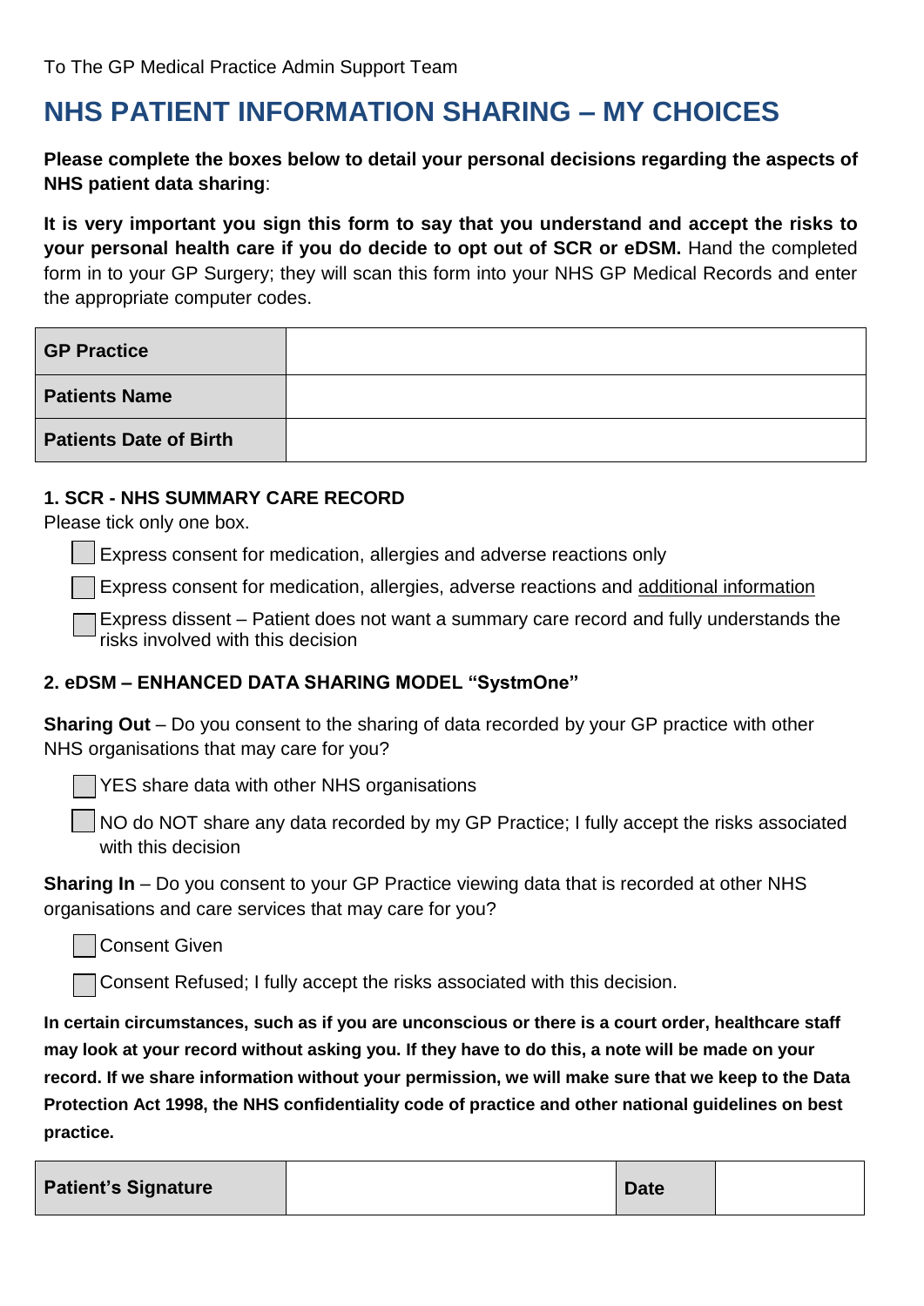To The GP Medical Practice Admin Support Team

# NHS PATIENT INFORMATION SHARING – MY CHOICES

**Please complete the boxes below to detail your personal decisions regarding the aspects of NHS patient data sharing**:

**It is very important you sign this form to say that you understand and accept the risks to your personal health care if you do decide to opt out of SCR or eDSM.** Hand the completed form in to your GP Surgery; they will scan this form into your NHS GP Medical Records and enter the appropriate computer codes.

| | |
|---|---|
| **GP Practice** | |
| **Patients Name** | |
| **Patients Date of Birth** | |

### 1. SCR - NHS SUMMARY CARE RECORD

Please tick only one box.

- ☐ Express consent for medication, allergies and adverse reactions only
- ☐ Express consent for medication, allergies, adverse reactions and <u>additional information</u>
- ☐ Express dissent – Patient does not want a summary care record and fully understands the risks involved with this decision

### 2. eDSM – ENHANCED DATA SHARING MODEL "SystmOne"

**Sharing Out** – Do you consent to the sharing of data recorded by your GP practice with other NHS organisations that may care for you?

- ☐ YES share data with other NHS organisations
- ☐ NO do NOT share any data recorded by my GP Practice; I fully accept the risks associated with this decision

**Sharing In** – Do you consent to your GP Practice viewing data that is recorded at other NHS organisations and care services that may care for you?

- ☐ Consent Given
- ☐ Consent Refused; I fully accept the risks associated with this decision.

**In certain circumstances, such as if you are unconscious or there is a court order, healthcare staff may look at your record without asking you. If they have to do this, a note will be made on your record. If we share information without your permission, we will make sure that we keep to the Data Protection Act 1998, the NHS confidentiality code of practice and other national guidelines on best practice.**

| | | | |
|---|---|---|---|
| **Patient's Signature** | | **Date** | |